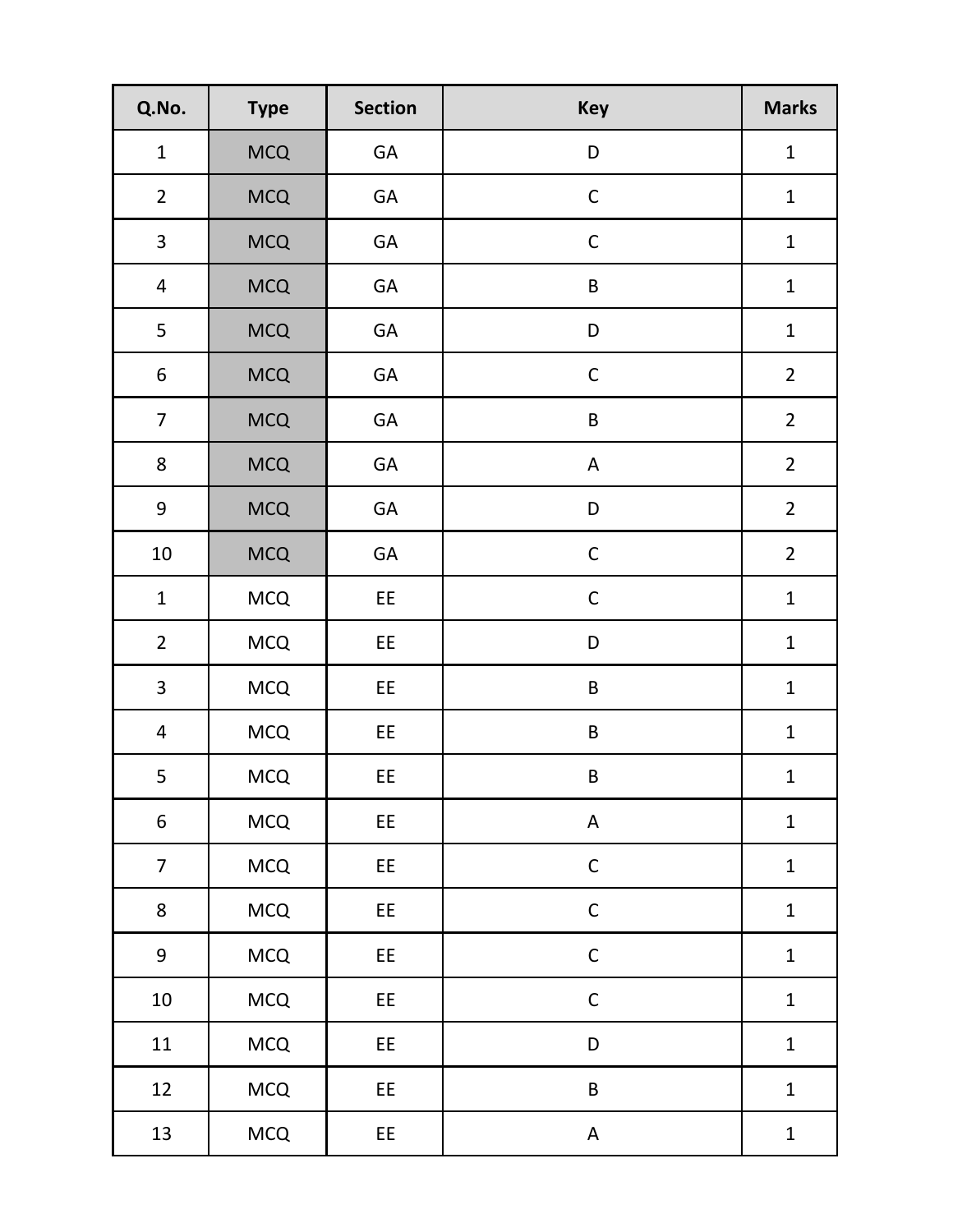| Q.No. | Type | Section | Key | Marks |
|---|---|---|---|---|
| 1 | MCQ | GA | D | 1 |
| 2 | MCQ | GA | C | 1 |
| 3 | MCQ | GA | C | 1 |
| 4 | MCQ | GA | B | 1 |
| 5 | MCQ | GA | D | 1 |
| 6 | MCQ | GA | C | 2 |
| 7 | MCQ | GA | B | 2 |
| 8 | MCQ | GA | A | 2 |
| 9 | MCQ | GA | D | 2 |
| 10 | MCQ | GA | C | 2 |
| 1 | MCQ | EE | C | 1 |
| 2 | MCQ | EE | D | 1 |
| 3 | MCQ | EE | B | 1 |
| 4 | MCQ | EE | B | 1 |
| 5 | MCQ | EE | B | 1 |
| 6 | MCQ | EE | A | 1 |
| 7 | MCQ | EE | C | 1 |
| 8 | MCQ | EE | C | 1 |
| 9 | MCQ | EE | C | 1 |
| 10 | MCQ | EE | C | 1 |
| 11 | MCQ | EE | D | 1 |
| 12 | MCQ | EE | B | 1 |
| 13 | MCQ | EE | A | 1 |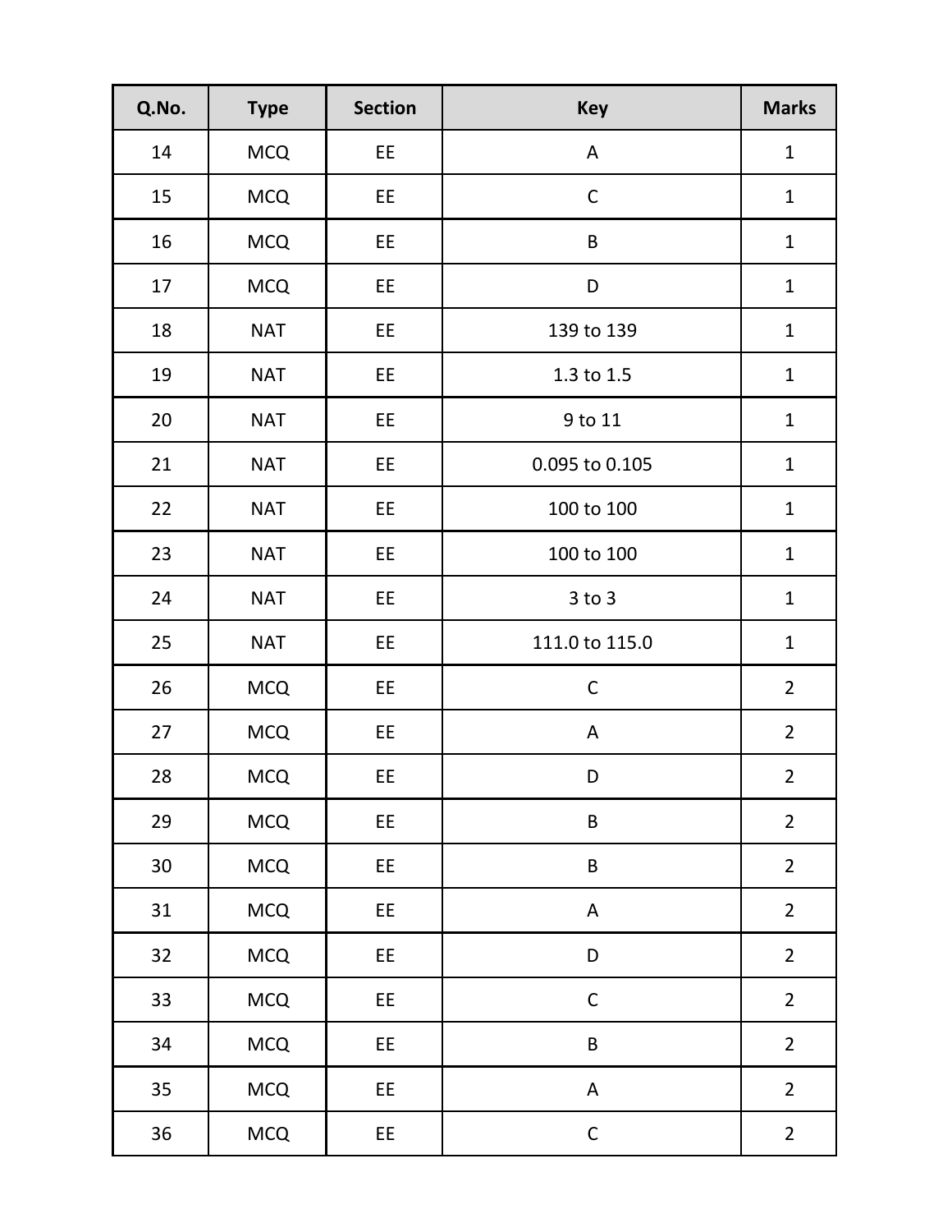| Q.No. | Type | Section | Key | Marks |
|---|---|---|---|---|
| 14 | MCQ | EE | A | 1 |
| 15 | MCQ | EE | C | 1 |
| 16 | MCQ | EE | B | 1 |
| 17 | MCQ | EE | D | 1 |
| 18 | NAT | EE | 139 to 139 | 1 |
| 19 | NAT | EE | 1.3 to 1.5 | 1 |
| 20 | NAT | EE | 9 to 11 | 1 |
| 21 | NAT | EE | 0.095 to 0.105 | 1 |
| 22 | NAT | EE | 100 to 100 | 1 |
| 23 | NAT | EE | 100 to 100 | 1 |
| 24 | NAT | EE | 3 to 3 | 1 |
| 25 | NAT | EE | 111.0 to 115.0 | 1 |
| 26 | MCQ | EE | C | 2 |
| 27 | MCQ | EE | A | 2 |
| 28 | MCQ | EE | D | 2 |
| 29 | MCQ | EE | B | 2 |
| 30 | MCQ | EE | B | 2 |
| 31 | MCQ | EE | A | 2 |
| 32 | MCQ | EE | D | 2 |
| 33 | MCQ | EE | C | 2 |
| 34 | MCQ | EE | B | 2 |
| 35 | MCQ | EE | A | 2 |
| 36 | MCQ | EE | C | 2 |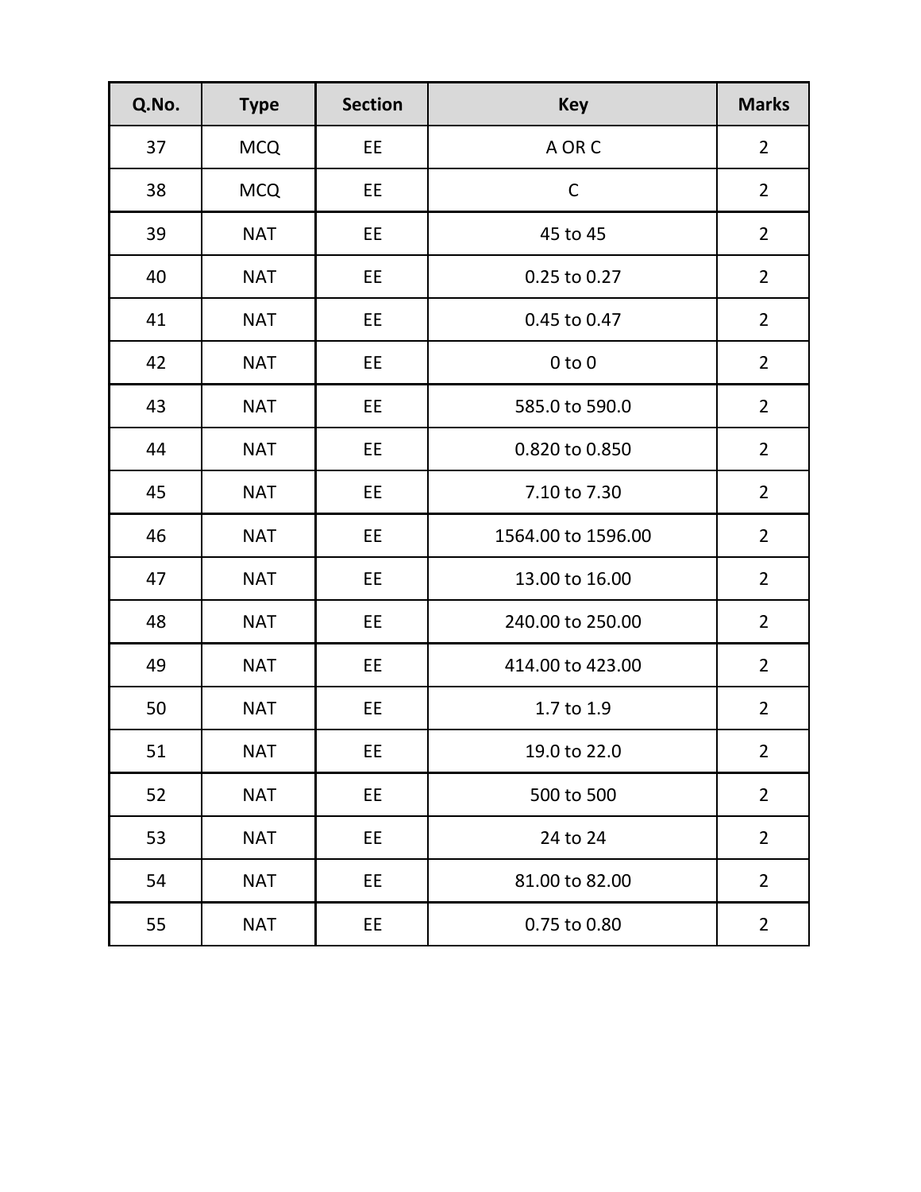| Q.No. | Type | Section | Key | Marks |
|---|---|---|---|---|
| 37 | MCQ | EE | A OR C | 2 |
| 38 | MCQ | EE | C | 2 |
| 39 | NAT | EE | 45 to 45 | 2 |
| 40 | NAT | EE | 0.25 to 0.27 | 2 |
| 41 | NAT | EE | 0.45 to 0.47 | 2 |
| 42 | NAT | EE | 0 to 0 | 2 |
| 43 | NAT | EE | 585.0 to 590.0 | 2 |
| 44 | NAT | EE | 0.820 to 0.850 | 2 |
| 45 | NAT | EE | 7.10 to 7.30 | 2 |
| 46 | NAT | EE | 1564.00 to 1596.00 | 2 |
| 47 | NAT | EE | 13.00 to 16.00 | 2 |
| 48 | NAT | EE | 240.00 to 250.00 | 2 |
| 49 | NAT | EE | 414.00 to 423.00 | 2 |
| 50 | NAT | EE | 1.7 to 1.9 | 2 |
| 51 | NAT | EE | 19.0 to 22.0 | 2 |
| 52 | NAT | EE | 500 to 500 | 2 |
| 53 | NAT | EE | 24 to 24 | 2 |
| 54 | NAT | EE | 81.00 to 82.00 | 2 |
| 55 | NAT | EE | 0.75 to 0.80 | 2 |